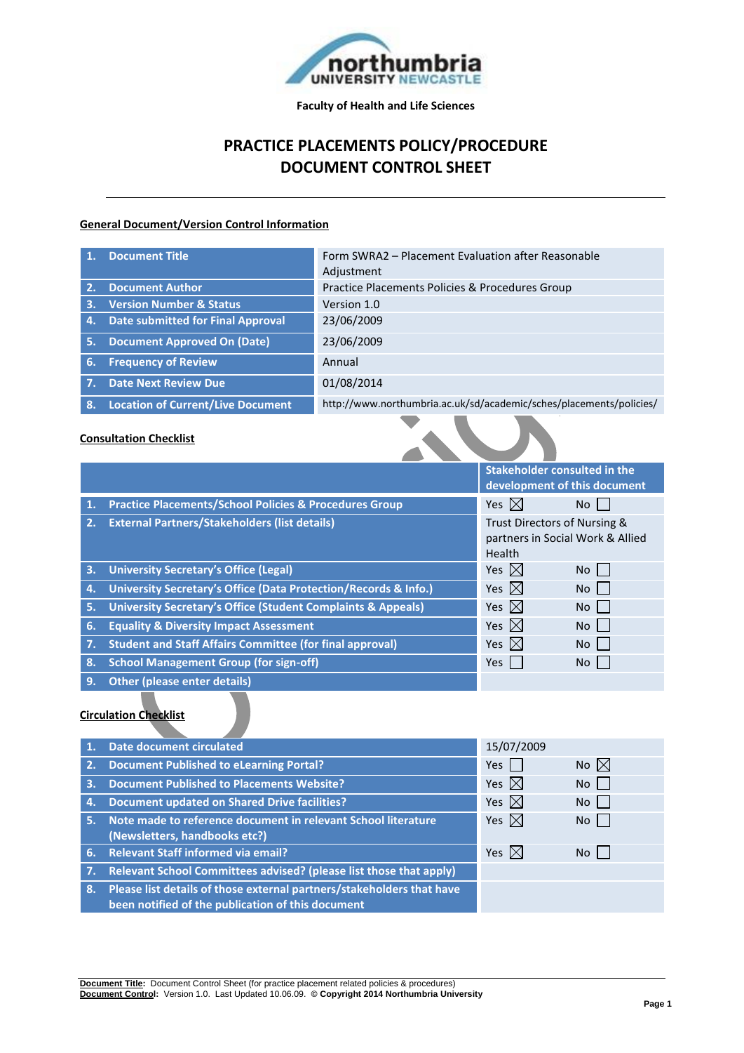Faculty of Health and Life Sciences

# PRACTICE PLACEMENTS POLICY/PROCEDURE DOCUMENT CONTROL SHEET

## General Document/Version Control Information

| | |
|---|---|
| 1. Document Title | Form SWRA2 – Placement Evaluation after Reasonable Adjustment |
| 2. Document Author | Practice Placements Policies & Procedures Group |
| 3. Version Number & Status | Version 1.0 |
| 4. Date submitted for Final Approval | 23/06/2009 |
| 5. Document Approved On (Date) | 23/06/2009 |
| 6. Frequency of Review | Annual |
| 7. Date Next Review Due | 01/08/2014 |
| 8. Location of Current/Live Document | http://www.northumbria.ac.uk/sd/academic/sches/placements/policies/ |

## Consultation Checklist

| | Stakeholder consulted in the development of this document | |
|---|---|---|
| 1. Practice Placements/School Policies & Procedures Group | Yes ☒ | No ☐ |
| 2. External Partners/Stakeholders (list details) | Trust Directors of Nursing & partners in Social Work & Allied Health | |
| 3. University Secretary's Office (Legal) | Yes ☒ | No ☐ |
| 4. University Secretary's Office (Data Protection/Records & Info.) | Yes ☒ | No ☐ |
| 5. University Secretary's Office (Student Complaints & Appeals) | Yes ☒ | No ☐ |
| 6. Equality & Diversity Impact Assessment | Yes ☒ | No ☐ |
| 7. Student and Staff Affairs Committee (for final approval) | Yes ☒ | No ☐ |
| 8. School Management Group (for sign-off) | Yes ☐ | No ☐ |
| 9. Other (please enter details) | | |

## Circulation Checklist

| | | |
|---|---|---|
| 1. Date document circulated | 15/07/2009 | |
| 2. Document Published to eLearning Portal? | Yes ☐ | No ☒ |
| 3. Document Published to Placements Website? | Yes ☒ | No ☐ |
| 4. Document updated on Shared Drive facilities? | Yes ☒ | No ☐ |
| 5. Note made to reference document in relevant School literature (Newsletters, handbooks etc?) | Yes ☒ | No ☐ |
| 6. Relevant Staff informed via email? | Yes ☒ | No ☐ |
| 7. Relevant School Committees advised? (please list those that apply) | | |
| 8. Please list details of those external partners/stakeholders that have been notified of the publication of this document | | |

**Document Title:** Document Control Sheet (for practice placement related policies & procedures)
**Document Control:** Version 1.0. Last Updated 10.06.09. **© Copyright 2014 Northumbria University**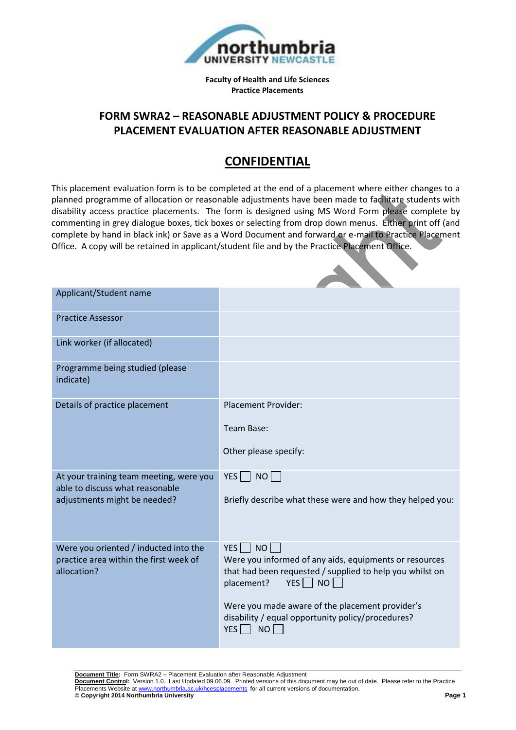Faculty of Health and Life Sciences
**Practice Placements**

## FORM SWRA2 – REASONABLE ADJUSTMENT POLICY & PROCEDURE PLACEMENT EVALUATION AFTER REASONABLE ADJUSTMENT

## CONFIDENTIAL

This placement evaluation form is to be completed at the end of a placement where either changes to a planned programme of allocation or reasonable adjustments have been made to facilitate students with disability access practice placements. The form is designed using MS Word Form please complete by commenting in grey dialogue boxes, tick boxes or selecting from drop down menus. Either print off (and complete by hand in black ink) or Save as a Word Document and forward or e-mail to Practice Placement Office. A copy will be retained in applicant/student file and by the Practice Placement Office.

| | |
|---|---|
| Applicant/Student name | |
| Practice Assessor | |
| Link worker (if allocated) | |
| Programme being studied (please indicate) | |
| Details of practice placement | Placement Provider:<br><br>Team Base:<br><br>Other please specify: |
| At your training team meeting, were you able to discuss what reasonable adjustments might be needed? | YES ☐ NO ☐<br><br>Briefly describe what these were and how they helped you: |
| Were you oriented / inducted into the practice area within the first week of allocation? | YES ☐ NO ☐<br>Were you informed of any aids, equipments or resources that had been requested / supplied to help you whilst on placement? YES ☐ NO ☐<br><br>Were you made aware of the placement provider's disability / equal opportunity policy/procedures?<br>YES ☐ NO ☐ |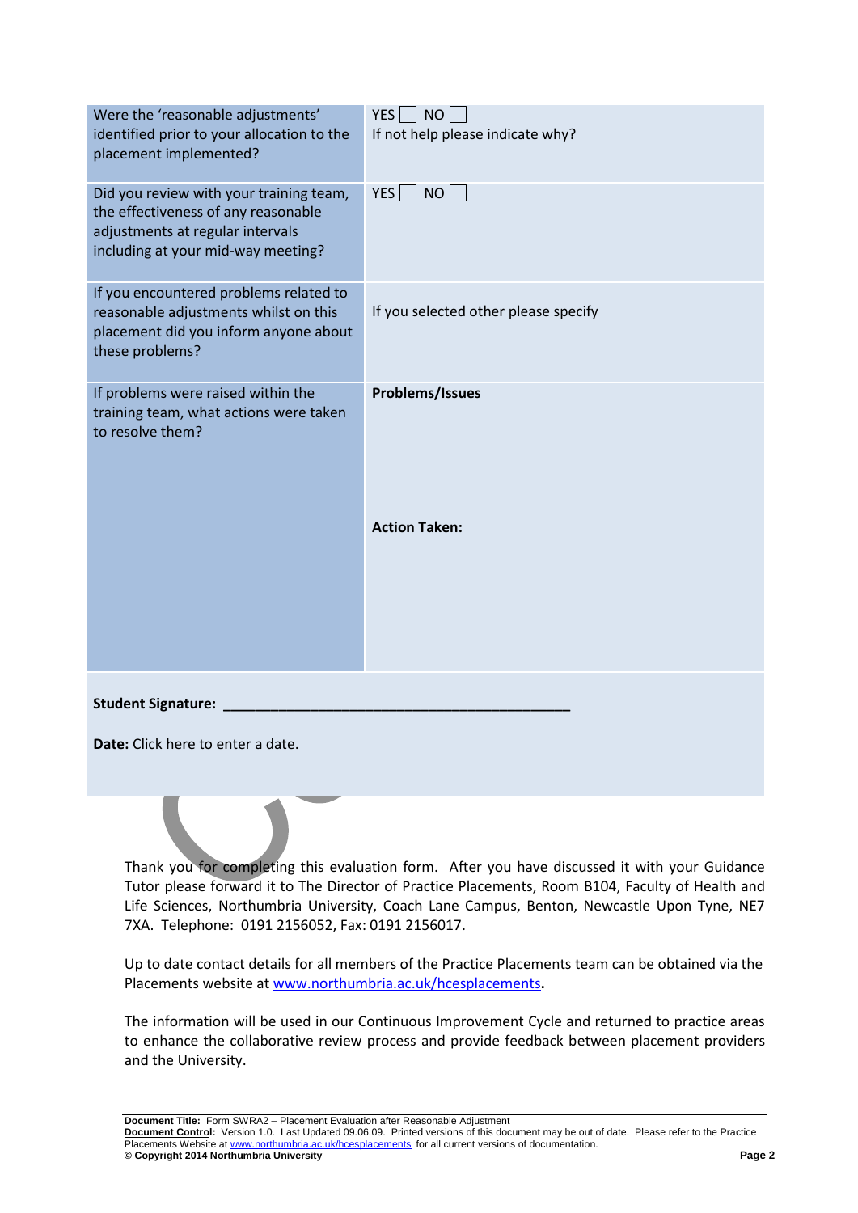| | |
|---|---|
| Were the 'reasonable adjustments' identified prior to your allocation to the placement implemented? | YES ☐ NO ☐<br>If not help please indicate why? |
| Did you review with your training team, the effectiveness of any reasonable adjustments at regular intervals including at your mid-way meeting? | YES ☐ NO ☐ |
| If you encountered problems related to reasonable adjustments whilst on this placement did you inform anyone about these problems? | If you selected other please specify |
| If problems were raised within the training team, what actions were taken to resolve them? | **Problems/Issues**<br><br><br>**Action Taken:** |

**Student Signature:** ___________________________________________

**Date:** Click here to enter a date.

Thank you for completing this evaluation form. After you have discussed it with your Guidance Tutor please forward it to The Director of Practice Placements, Room B104, Faculty of Health and Life Sciences, Northumbria University, Coach Lane Campus, Benton, Newcastle Upon Tyne, NE7 7XA. Telephone: 0191 2156052, Fax: 0191 2156017.

Up to date contact details for all members of the Practice Placements team can be obtained via the Placements website at www.northumbria.ac.uk/hcesplacements**.**

The information will be used in our Continuous Improvement Cycle and returned to practice areas to enhance the collaborative review process and provide feedback between placement providers and the University.

**Document Title:** Form SWRA2 – Placement Evaluation after Reasonable Adjustment
**Document Control:** Version 1.0. Last Updated 09.06.09. Printed versions of this document may be out of date. Please refer to the Practice Placements Website at www.northumbria.ac.uk/hcesplacements for all current versions of documentation.
**© Copyright 2014 Northumbria University**